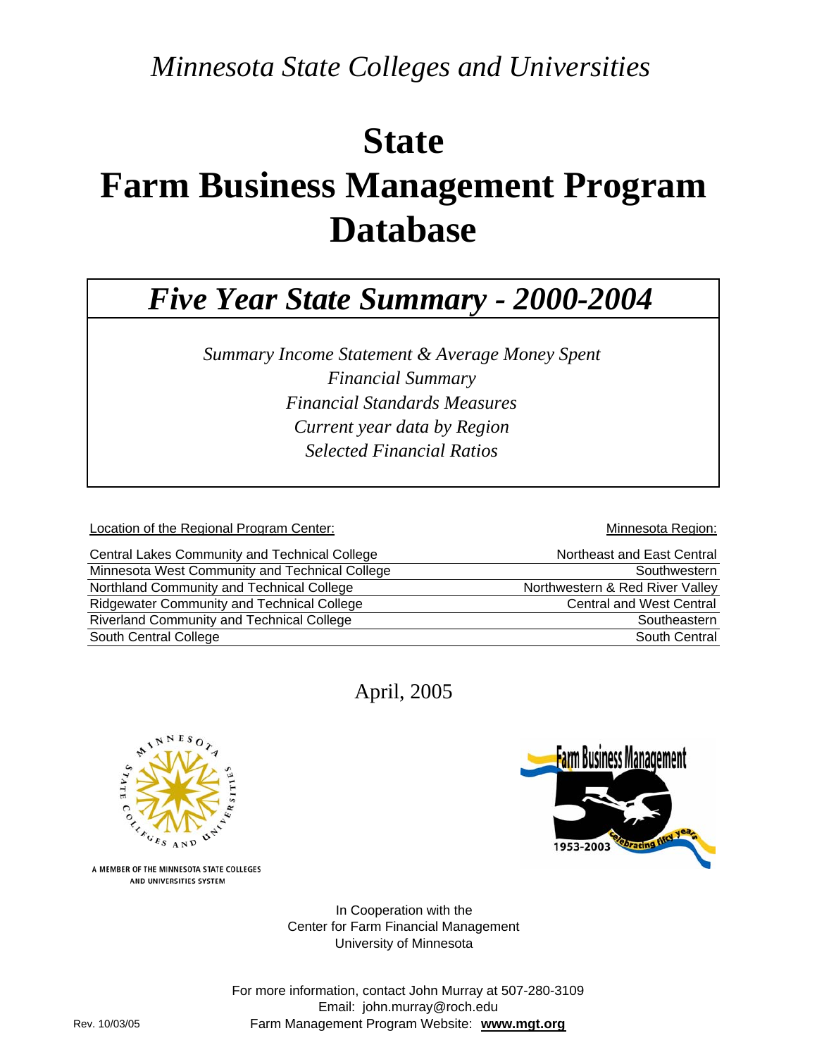*Minnesota State Colleges and Universities*

# State
# Farm Business Management Program
# Database

## *Five Year State Summary - 2000-2004*

*Summary Income Statement & Average Money Spent*
*Financial Summary*
*Financial Standards Measures*
*Current year data by Region*
*Selected Financial Ratios*

| Location of the Regional Program Center: | Minnesota Region: |
|---|---|
| Central Lakes Community and Technical College | Northeast and East Central |
| Minnesota West Community and Technical College | Southwestern |
| Northland Community and Technical College | Northwestern & Red River Valley |
| Ridgewater Community and Technical College | Central and West Central |
| Riverland Community and Technical College | Southeastern |
| South Central College | South Central |

April, 2005

A MEMBER OF THE MINNESOTA STATE COLLEGES AND UNIVERSITIES SYSTEM

Farm Business Management 1953-2003 Celebrating fifty years

In Cooperation with the
Center for Farm Financial Management
University of Minnesota

For more information, contact John Murray at 507-280-3109
Email: john.murray@roch.edu
Farm Management Program Website: **www.mgt.org**

Rev. 10/03/05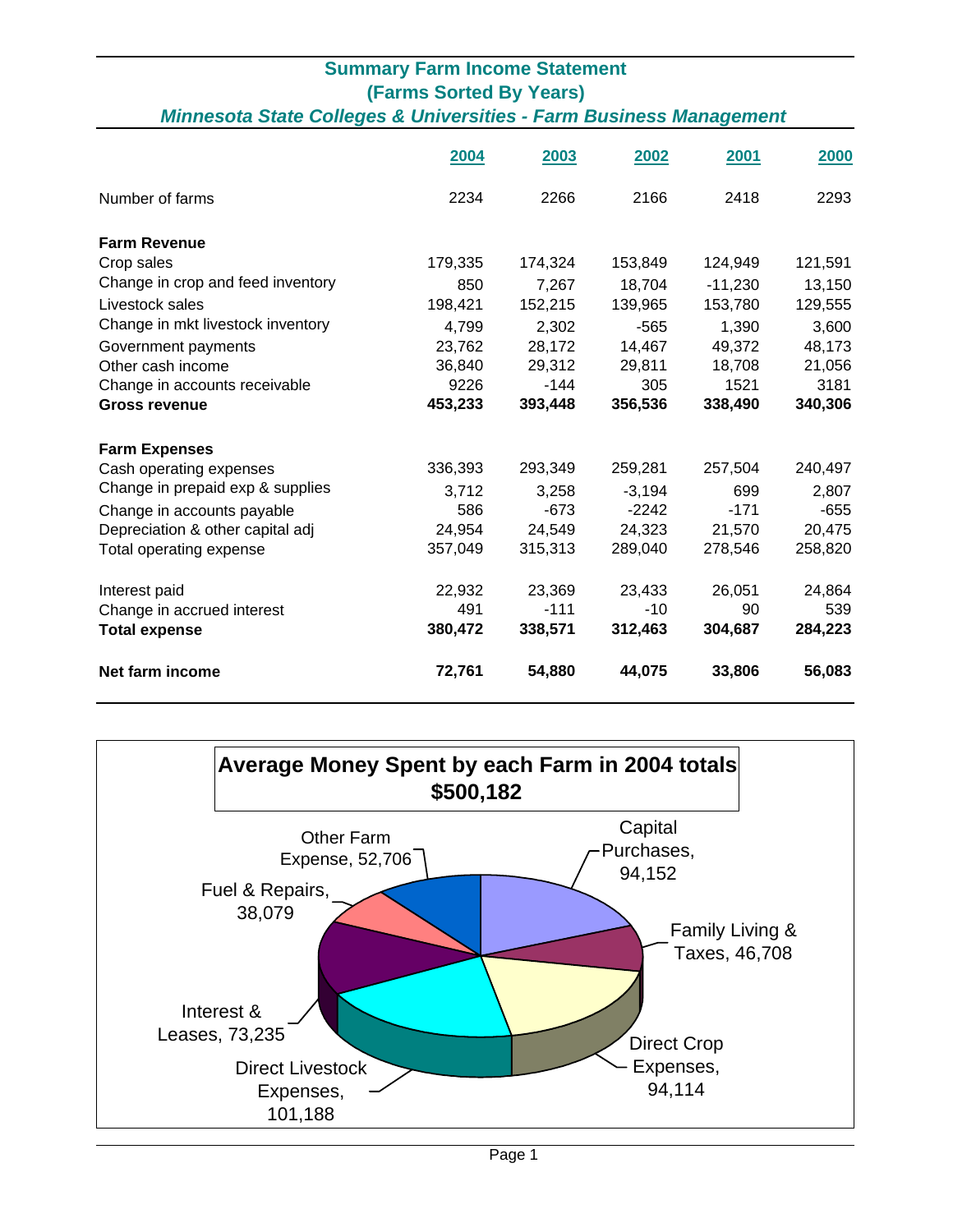## Summary Farm Income Statement
## (Farms Sorted By Years)
### *Minnesota State Colleges & Universities - Farm Business Management*

| | 2004 | 2003 | 2002 | 2001 | 2000 |
|---|---|---|---|---|---|
| Number of farms | 2234 | 2266 | 2166 | 2418 | 2293 |
| **Farm Revenue** | | | | | |
| Crop sales | 179,335 | 174,324 | 153,849 | 124,949 | 121,591 |
| Change in crop and feed inventory | 850 | 7,267 | 18,704 | -11,230 | 13,150 |
| Livestock sales | 198,421 | 152,215 | 139,965 | 153,780 | 129,555 |
| Change in mkt livestock inventory | 4,799 | 2,302 | -565 | 1,390 | 3,600 |
| Government payments | 23,762 | 28,172 | 14,467 | 49,372 | 48,173 |
| Other cash income | 36,840 | 29,312 | 29,811 | 18,708 | 21,056 |
| Change in accounts receivable | 9226 | -144 | 305 | 1521 | 3181 |
| **Gross revenue** | **453,233** | **393,448** | **356,536** | **338,490** | **340,306** |
| **Farm Expenses** | | | | | |
| Cash operating expenses | 336,393 | 293,349 | 259,281 | 257,504 | 240,497 |
| Change in prepaid exp & supplies | 3,712 | 3,258 | -3,194 | 699 | 2,807 |
| Change in accounts payable | 586 | -673 | -2242 | -171 | -655 |
| Depreciation & other capital adj | 24,954 | 24,549 | 24,323 | 21,570 | 20,475 |
| Total operating expense | 357,049 | 315,313 | 289,040 | 278,546 | 258,820 |
| Interest paid | 22,932 | 23,369 | 23,433 | 26,051 | 24,864 |
| Change in accrued interest | 491 | -111 | -10 | 90 | 539 |
| **Total expense** | **380,472** | **338,571** | **312,463** | **304,687** | **284,223** |
| **Net farm income** | **72,761** | **54,880** | **44,075** | **33,806** | **56,083** |

**Average Money Spent by each Farm in 2004 totals $500,182**

| Category | Amount |
|---|---|
| Capital Purchases | 94,152 |
| Family Living & Taxes | 46,708 |
| Direct Crop Expenses | 94,114 |
| Direct Livestock Expenses | 101,188 |
| Interest & Leases | 73,235 |
| Fuel & Repairs | 38,079 |
| Other Farm Expense | 52,706 |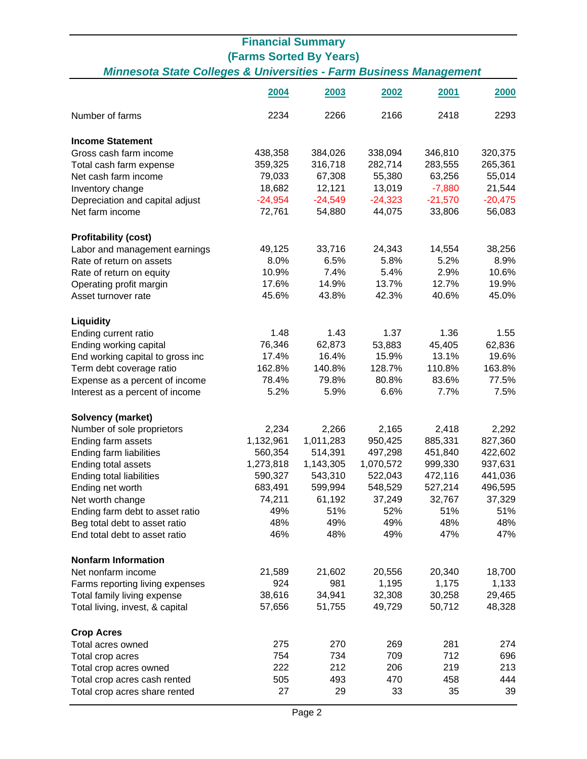# Financial Summary

## (Farms Sorted By Years)

### *Minnesota State Colleges & Universities - Farm Business Management*

| | 2004 | 2003 | 2002 | 2001 | 2000 |
|---|---|---|---|---|---|
| Number of farms | 2234 | 2266 | 2166 | 2418 | 2293 |
| **Income Statement** | | | | | |
| Gross cash farm income | 438,358 | 384,026 | 338,094 | 346,810 | 320,375 |
| Total cash farm expense | 359,325 | 316,718 | 282,714 | 283,555 | 265,361 |
| Net cash farm income | 79,033 | 67,308 | 55,380 | 63,256 | 55,014 |
| Inventory change | 18,682 | 12,121 | 13,019 | -7,880 | 21,544 |
| Depreciation and capital adjust | -24,954 | -24,549 | -24,323 | -21,570 | -20,475 |
| Net farm income | 72,761 | 54,880 | 44,075 | 33,806 | 56,083 |
| **Profitability (cost)** | | | | | |
| Labor and management earnings | 49,125 | 33,716 | 24,343 | 14,554 | 38,256 |
| Rate of return on assets | 8.0% | 6.5% | 5.8% | 5.2% | 8.9% |
| Rate of return on equity | 10.9% | 7.4% | 5.4% | 2.9% | 10.6% |
| Operating profit margin | 17.6% | 14.9% | 13.7% | 12.7% | 19.9% |
| Asset turnover rate | 45.6% | 43.8% | 42.3% | 40.6% | 45.0% |
| **Liquidity** | | | | | |
| Ending current ratio | 1.48 | 1.43 | 1.37 | 1.36 | 1.55 |
| Ending working capital | 76,346 | 62,873 | 53,883 | 45,405 | 62,836 |
| End working capital to gross inc | 17.4% | 16.4% | 15.9% | 13.1% | 19.6% |
| Term debt coverage ratio | 162.8% | 140.8% | 128.7% | 110.8% | 163.8% |
| Expense as a percent of income | 78.4% | 79.8% | 80.8% | 83.6% | 77.5% |
| Interest as a percent of income | 5.2% | 5.9% | 6.6% | 7.7% | 7.5% |
| **Solvency (market)** | | | | | |
| Number of sole proprietors | 2,234 | 2,266 | 2,165 | 2,418 | 2,292 |
| Ending farm assets | 1,132,961 | 1,011,283 | 950,425 | 885,331 | 827,360 |
| Ending farm liabilities | 560,354 | 514,391 | 497,298 | 451,840 | 422,602 |
| Ending total assets | 1,273,818 | 1,143,305 | 1,070,572 | 999,330 | 937,631 |
| Ending total liabilities | 590,327 | 543,310 | 522,043 | 472,116 | 441,036 |
| Ending net worth | 683,491 | 599,994 | 548,529 | 527,214 | 496,595 |
| Net worth change | 74,211 | 61,192 | 37,249 | 32,767 | 37,329 |
| Ending farm debt to asset ratio | 49% | 51% | 52% | 51% | 51% |
| Beg total debt to asset ratio | 48% | 49% | 49% | 48% | 48% |
| End total debt to asset ratio | 46% | 48% | 49% | 47% | 47% |
| **Nonfarm Information** | | | | | |
| Net nonfarm income | 21,589 | 21,602 | 20,556 | 20,340 | 18,700 |
| Farms reporting living expenses | 924 | 981 | 1,195 | 1,175 | 1,133 |
| Total family living expense | 38,616 | 34,941 | 32,308 | 30,258 | 29,465 |
| Total living, invest, & capital | 57,656 | 51,755 | 49,729 | 50,712 | 48,328 |
| **Crop Acres** | | | | | |
| Total acres owned | 275 | 270 | 269 | 281 | 274 |
| Total crop acres | 754 | 734 | 709 | 712 | 696 |
| Total crop acres owned | 222 | 212 | 206 | 219 | 213 |
| Total crop acres cash rented | 505 | 493 | 470 | 458 | 444 |
| Total crop acres share rented | 27 | 29 | 33 | 35 | 39 |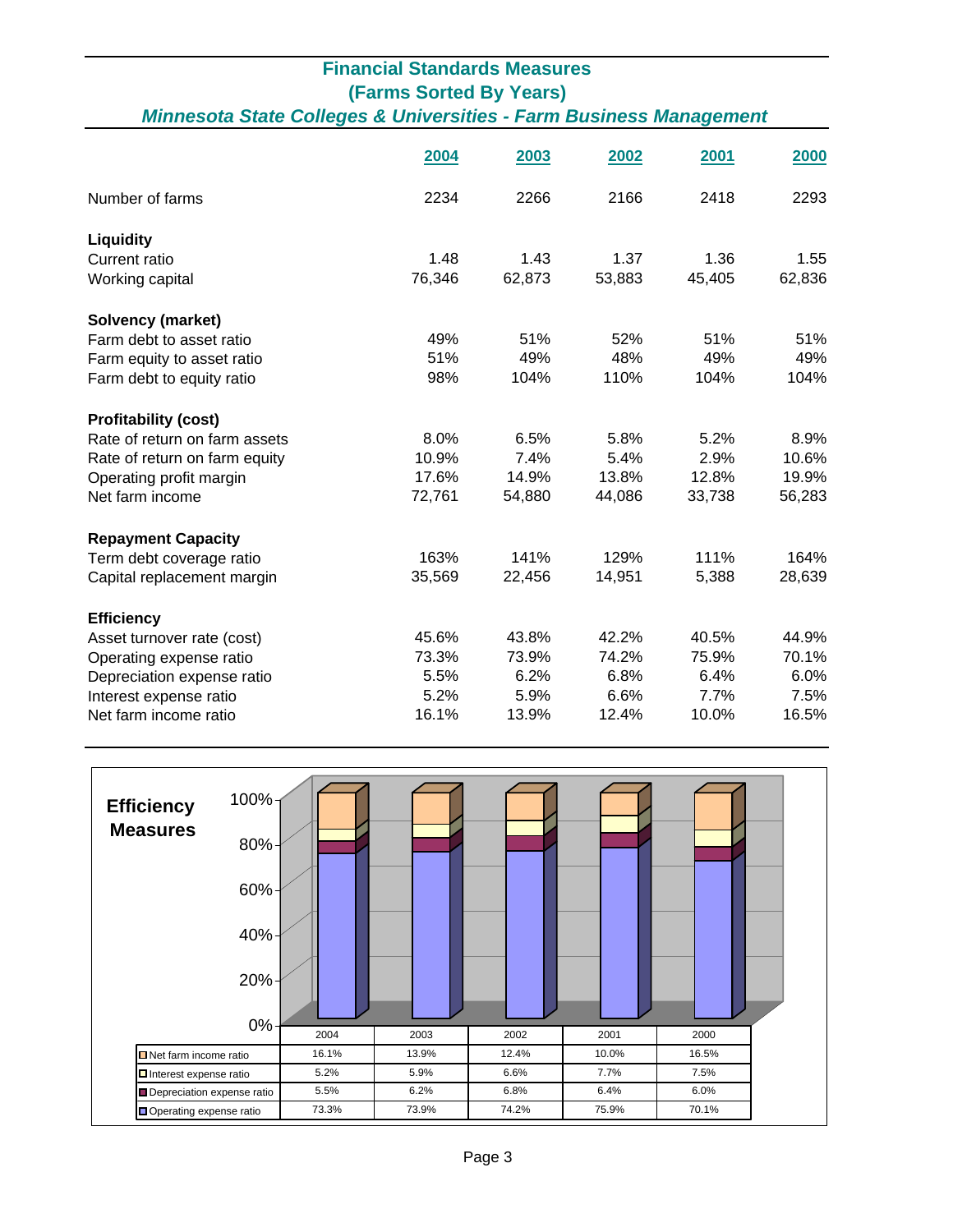# Financial Standards Measures
## (Farms Sorted By Years)
### *Minnesota State Colleges & Universities - Farm Business Management*

| | 2004 | 2003 | 2002 | 2001 | 2000 |
|---|---|---|---|---|---|
| Number of farms | 2234 | 2266 | 2166 | 2418 | 2293 |
| **Liquidity** | | | | | |
| Current ratio | 1.48 | 1.43 | 1.37 | 1.36 | 1.55 |
| Working capital | 76,346 | 62,873 | 53,883 | 45,405 | 62,836 |
| **Solvency (market)** | | | | | |
| Farm debt to asset ratio | 49% | 51% | 52% | 51% | 51% |
| Farm equity to asset ratio | 51% | 49% | 48% | 49% | 49% |
| Farm debt to equity ratio | 98% | 104% | 110% | 104% | 104% |
| **Profitability (cost)** | | | | | |
| Rate of return on farm assets | 8.0% | 6.5% | 5.8% | 5.2% | 8.9% |
| Rate of return on farm equity | 10.9% | 7.4% | 5.4% | 2.9% | 10.6% |
| Operating profit margin | 17.6% | 14.9% | 13.8% | 12.8% | 19.9% |
| Net farm income | 72,761 | 54,880 | 44,086 | 33,738 | 56,283 |
| **Repayment Capacity** | | | | | |
| Term debt coverage ratio | 163% | 141% | 129% | 111% | 164% |
| Capital replacement margin | 35,569 | 22,456 | 14,951 | 5,388 | 28,639 |
| **Efficiency** | | | | | |
| Asset turnover rate (cost) | 45.6% | 43.8% | 42.2% | 40.5% | 44.9% |
| Operating expense ratio | 73.3% | 73.9% | 74.2% | 75.9% | 70.1% |
| Depreciation expense ratio | 5.5% | 6.2% | 6.8% | 6.4% | 6.0% |
| Interest expense ratio | 5.2% | 5.9% | 6.6% | 7.7% | 7.5% |
| Net farm income ratio | 16.1% | 13.9% | 12.4% | 10.0% | 16.5% |

**Efficiency Measures**

| | 2004 | 2003 | 2002 | 2001 | 2000 |
|---|---|---|---|---|---|
| Net farm income ratio | 16.1% | 13.9% | 12.4% | 10.0% | 16.5% |
| Interest expense ratio | 5.2% | 5.9% | 6.6% | 7.7% | 7.5% |
| Depreciation expense ratio | 5.5% | 6.2% | 6.8% | 6.4% | 6.0% |
| Operating expense ratio | 73.3% | 73.9% | 74.2% | 75.9% | 70.1% |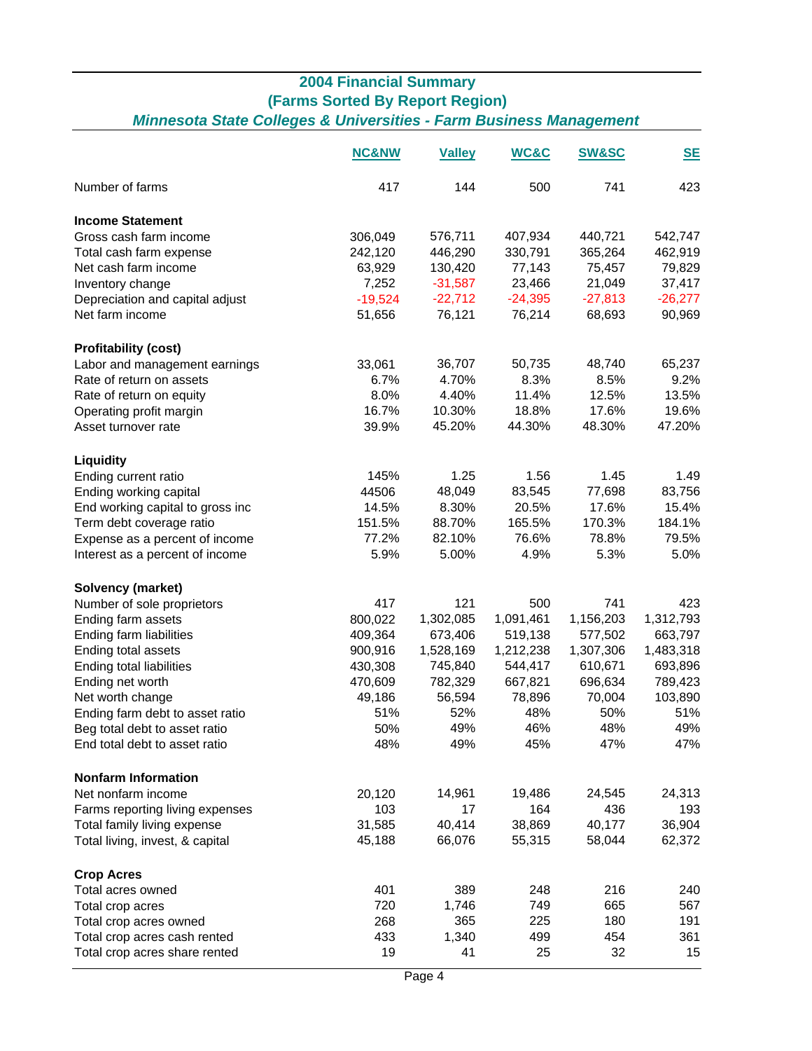# 2004 Financial Summary
## (Farms Sorted By Report Region)
### *Minnesota State Colleges & Universities - Farm Business Management*

| | NC&NW | Valley | WC&C | SW&SC | SE |
|---|---|---|---|---|---|
| Number of farms | 417 | 144 | 500 | 741 | 423 |
| **Income Statement** | | | | | |
| Gross cash farm income | 306,049 | 576,711 | 407,934 | 440,721 | 542,747 |
| Total cash farm expense | 242,120 | 446,290 | 330,791 | 365,264 | 462,919 |
| Net cash farm income | 63,929 | 130,420 | 77,143 | 75,457 | 79,829 |
| Inventory change | 7,252 | -31,587 | 23,466 | 21,049 | 37,417 |
| Depreciation and capital adjust | -19,524 | -22,712 | -24,395 | -27,813 | -26,277 |
| Net farm income | 51,656 | 76,121 | 76,214 | 68,693 | 90,969 |
| **Profitability (cost)** | | | | | |
| Labor and management earnings | 33,061 | 36,707 | 50,735 | 48,740 | 65,237 |
| Rate of return on assets | 6.7% | 4.70% | 8.3% | 8.5% | 9.2% |
| Rate of return on equity | 8.0% | 4.40% | 11.4% | 12.5% | 13.5% |
| Operating profit margin | 16.7% | 10.30% | 18.8% | 17.6% | 19.6% |
| Asset turnover rate | 39.9% | 45.20% | 44.30% | 48.30% | 47.20% |
| **Liquidity** | | | | | |
| Ending current ratio | 145% | 1.25 | 1.56 | 1.45 | 1.49 |
| Ending working capital | 44506 | 48,049 | 83,545 | 77,698 | 83,756 |
| End working capital to gross inc | 14.5% | 8.30% | 20.5% | 17.6% | 15.4% |
| Term debt coverage ratio | 151.5% | 88.70% | 165.5% | 170.3% | 184.1% |
| Expense as a percent of income | 77.2% | 82.10% | 76.6% | 78.8% | 79.5% |
| Interest as a percent of income | 5.9% | 5.00% | 4.9% | 5.3% | 5.0% |
| **Solvency (market)** | | | | | |
| Number of sole proprietors | 417 | 121 | 500 | 741 | 423 |
| Ending farm assets | 800,022 | 1,302,085 | 1,091,461 | 1,156,203 | 1,312,793 |
| Ending farm liabilities | 409,364 | 673,406 | 519,138 | 577,502 | 663,797 |
| Ending total assets | 900,916 | 1,528,169 | 1,212,238 | 1,307,306 | 1,483,318 |
| Ending total liabilities | 430,308 | 745,840 | 544,417 | 610,671 | 693,896 |
| Ending net worth | 470,609 | 782,329 | 667,821 | 696,634 | 789,423 |
| Net worth change | 49,186 | 56,594 | 78,896 | 70,004 | 103,890 |
| Ending farm debt to asset ratio | 51% | 52% | 48% | 50% | 51% |
| Beg total debt to asset ratio | 50% | 49% | 46% | 48% | 49% |
| End total debt to asset ratio | 48% | 49% | 45% | 47% | 47% |
| **Nonfarm Information** | | | | | |
| Net nonfarm income | 20,120 | 14,961 | 19,486 | 24,545 | 24,313 |
| Farms reporting living expenses | 103 | 17 | 164 | 436 | 193 |
| Total family living expense | 31,585 | 40,414 | 38,869 | 40,177 | 36,904 |
| Total living, invest, & capital | 45,188 | 66,076 | 55,315 | 58,044 | 62,372 |
| **Crop Acres** | | | | | |
| Total acres owned | 401 | 389 | 248 | 216 | 240 |
| Total crop acres | 720 | 1,746 | 749 | 665 | 567 |
| Total crop acres owned | 268 | 365 | 225 | 180 | 191 |
| Total crop acres cash rented | 433 | 1,340 | 499 | 454 | 361 |
| Total crop acres share rented | 19 | 41 | 25 | 32 | 15 |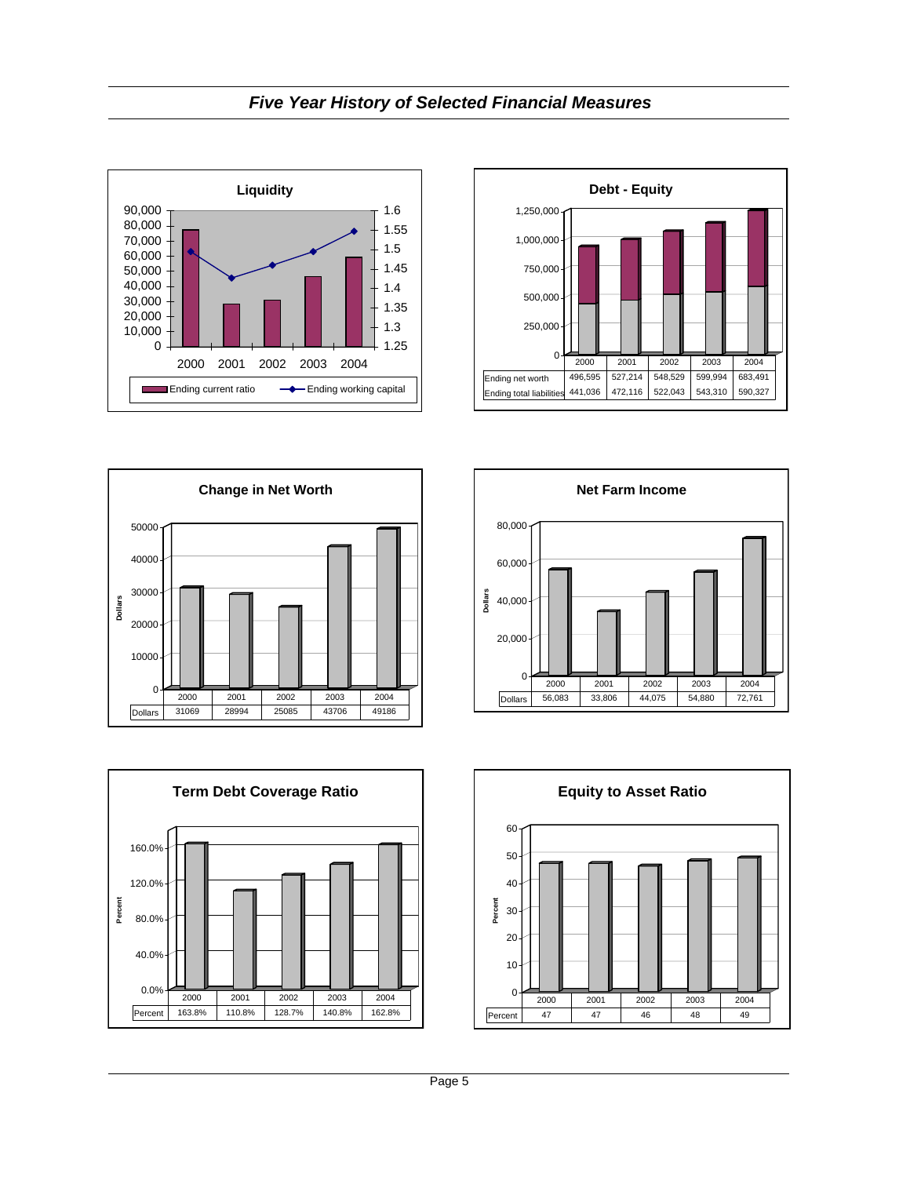# *Five Year History of Selected Financial Measures*

**Liquidity**

90,000
80,000
70,000
60,000
50,000
40,000
30,000
20,000
10,000
0

1.6
1.55
1.5
1.45
1.4
1.35
1.3
1.25

2000 2001 2002 2003 2004

Ending current ratio
Ending working capital

**Debt - Equity**

1,250,000
1,000,000
750,000
500,000
250,000
0

2000 2001 2002 2003 2004

Ending net worth 496,595 527,214 548,529 599,994 683,491
Ending total liabilities 441,036 472,116 522,043 543,310 590,327

**Change in Net Worth**

Dollars

50000
40000
30000
20000
10000
0

2000 2001 2002 2003 2004

Dollars 31069 28994 25085 43706 49186

**Net Farm Income**

Dollars

80,000
60,000
40,000
20,000
0

2000 2001 2002 2003 2004

Dollars 56,083 33,806 44,075 54,880 72,761

**Term Debt Coverage Ratio**

Percent

160.0%
120.0%
80.0%
40.0%
0.0%

2000 2001 2002 2003 2004

Percent 163.8% 110.8% 128.7% 140.8% 162.8%

**Equity to Asset Ratio**

Percent

60
50
40
30
20
10
0

2000 2001 2002 2003 2004

Percent 47 47 46 48 49